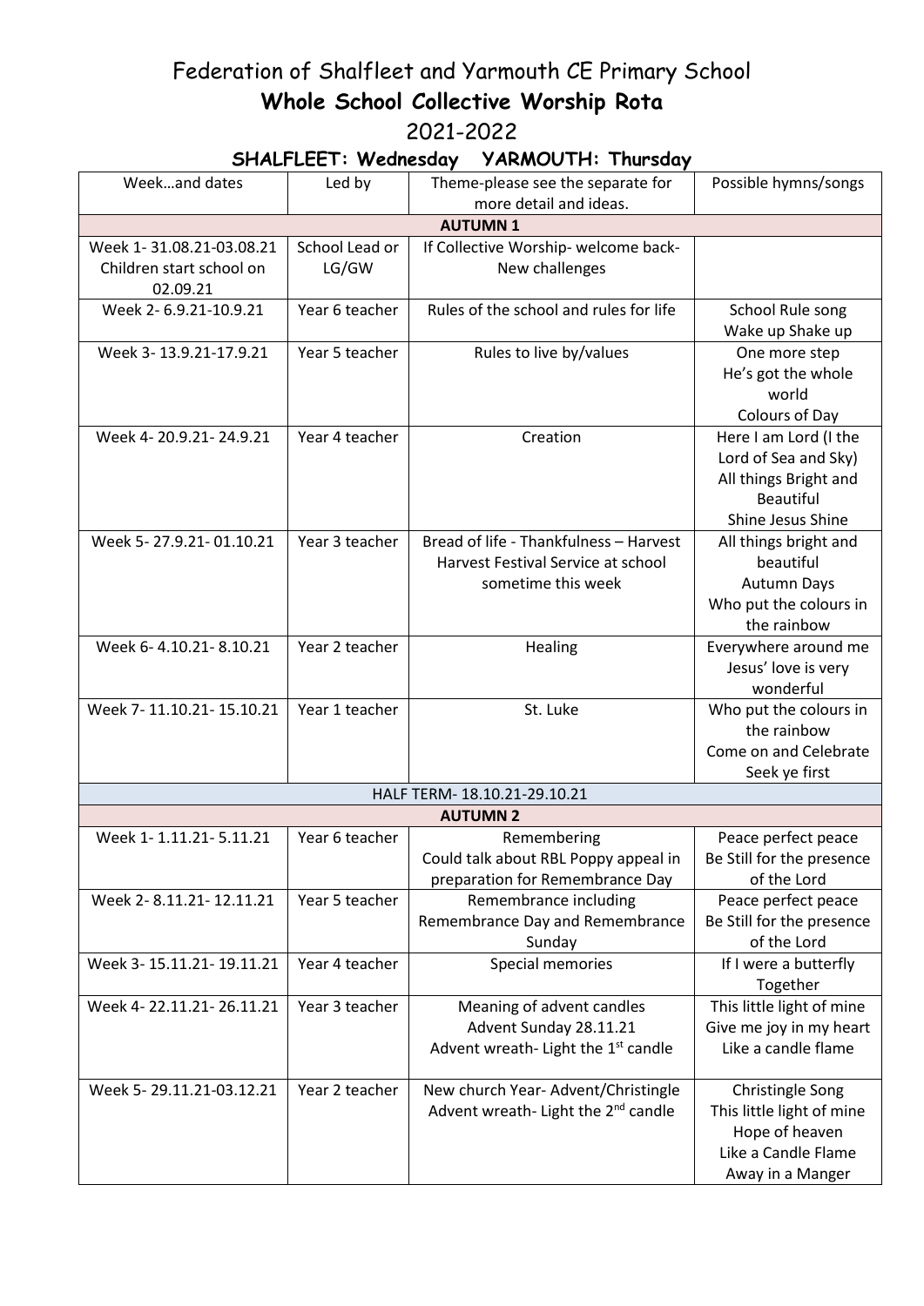# Federation of Shalfleet and Yarmouth CE Primary School

## Whole School Collective Worship Rota

## 2021-2022

### SHALFLEET: Wednesday YARMOUTH: Thursday

| Week…and dates | Led by | Theme-please see the separate for more detail and ideas. | Possible hymns/songs |
|---|---|---|---|
| **AUTUMN 1** | | | |
| Week 1- 31.08.21-03.08.21 Children start school on 02.09.21 | School Lead or LG/GW | If Collective Worship- welcome back- New challenges | |
| Week 2- 6.9.21-10.9.21 | Year 6 teacher | Rules of the school and rules for life | School Rule song Wake up Shake up |
| Week 3- 13.9.21-17.9.21 | Year 5 teacher | Rules to live by/values | One more step He's got the whole world Colours of Day |
| Week 4- 20.9.21- 24.9.21 | Year 4 teacher | Creation | Here I am Lord (I the Lord of Sea and Sky) All things Bright and Beautiful Shine Jesus Shine |
| Week 5- 27.9.21- 01.10.21 | Year 3 teacher | Bread of life - Thankfulness – Harvest Harvest Festival Service at school sometime this week | All things bright and beautiful Autumn Days Who put the colours in the rainbow |
| Week 6- 4.10.21- 8.10.21 | Year 2 teacher | Healing | Everywhere around me Jesus' love is very wonderful |
| Week 7- 11.10.21- 15.10.21 | Year 1 teacher | St. Luke | Who put the colours in the rainbow Come on and Celebrate Seek ye first |
| HALF TERM- 18.10.21-29.10.21 | | | |
| **AUTUMN 2** | | | |
| Week 1- 1.11.21- 5.11.21 | Year 6 teacher | Remembering Could talk about RBL Poppy appeal in preparation for Remembrance Day | Peace perfect peace Be Still for the presence of the Lord |
| Week 2- 8.11.21- 12.11.21 | Year 5 teacher | Remembrance including Remembrance Day and Remembrance Sunday | Peace perfect peace Be Still for the presence of the Lord |
| Week 3- 15.11.21- 19.11.21 | Year 4 teacher | Special memories | If I were a butterfly Together |
| Week 4- 22.11.21- 26.11.21 | Year 3 teacher | Meaning of advent candles Advent Sunday 28.11.21 Advent wreath- Light the 1st candle | This little light of mine Give me joy in my heart Like a candle flame |
| Week 5- 29.11.21-03.12.21 | Year 2 teacher | New church Year- Advent/Christingle Advent wreath- Light the 2nd candle | Christingle Song This little light of mine Hope of heaven Like a Candle Flame Away in a Manger |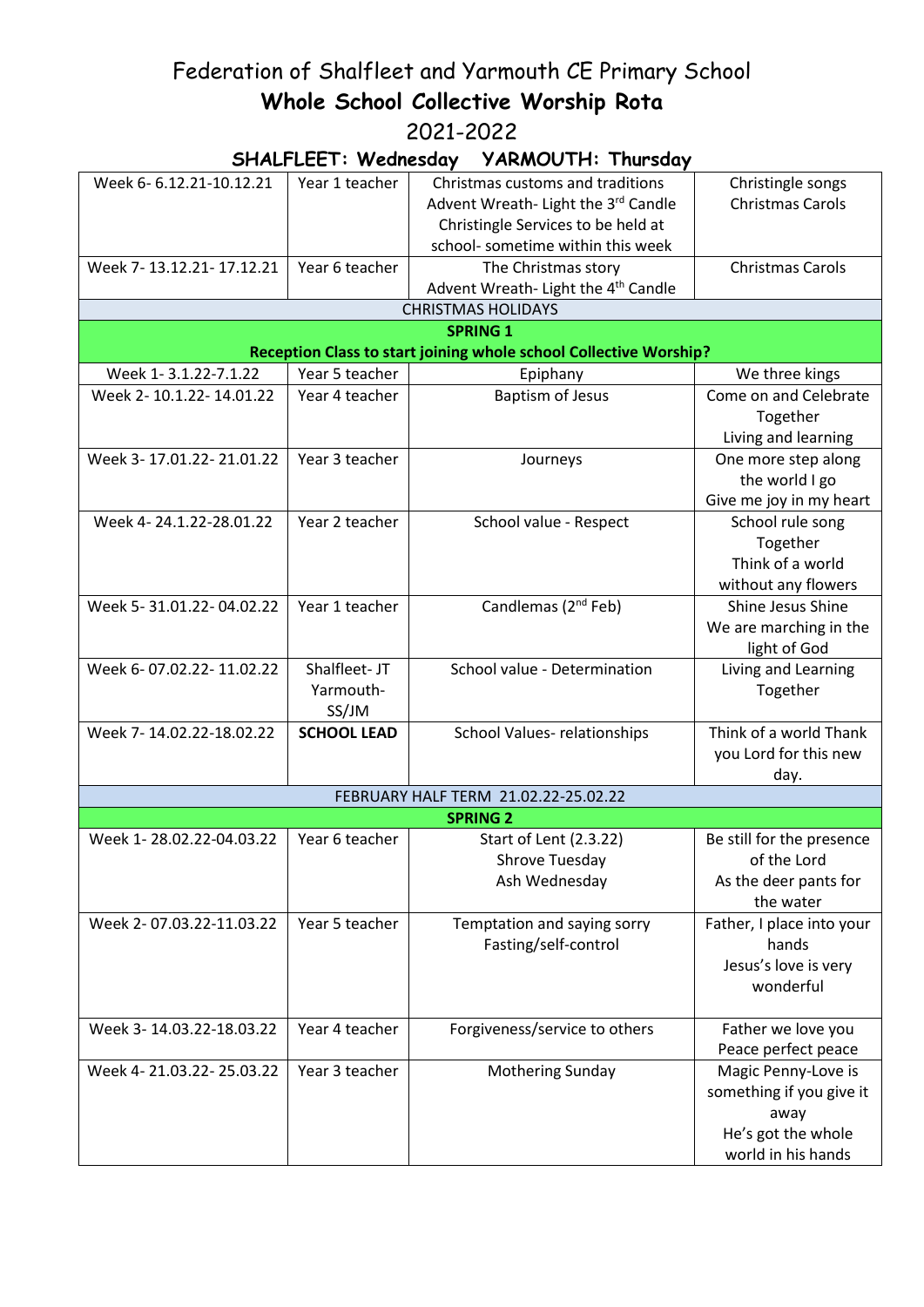# Federation of Shalfleet and Yarmouth CE Primary School

## Whole School Collective Worship Rota

## 2021-2022

### SHALFLEET: Wednesday YARMOUTH: Thursday

| | | | |
|---|---|---|---|
| Week 6- 6.12.21-10.12.21 | Year 1 teacher | Christmas customs and traditions<br>Advent Wreath- Light the 3rd Candle<br>Christingle Services to be held at school- sometime within this week | Christingle songs<br>Christmas Carols |
| Week 7- 13.12.21- 17.12.21 | Year 6 teacher | The Christmas story<br>Advent Wreath- Light the 4th Candle | Christmas Carols |
| CHRISTMAS HOLIDAYS | | | |
| **SPRING 1**<br>**Reception Class to start joining whole school Collective Worship?** | | | |
| Week 1- 3.1.22-7.1.22 | Year 5 teacher | Epiphany | We three kings |
| Week 2- 10.1.22- 14.01.22 | Year 4 teacher | Baptism of Jesus | Come on and Celebrate<br>Together<br>Living and learning |
| Week 3- 17.01.22- 21.01.22 | Year 3 teacher | Journeys | One more step along the world I go<br>Give me joy in my heart |
| Week 4- 24.1.22-28.01.22 | Year 2 teacher | School value - Respect | School rule song<br>Together<br>Think of a world without any flowers |
| Week 5- 31.01.22- 04.02.22 | Year 1 teacher | Candlemas (2nd Feb) | Shine Jesus Shine<br>We are marching in the light of God |
| Week 6- 07.02.22- 11.02.22 | Shalfleet- JT<br>Yarmouth- SS/JM | School value - Determination | Living and Learning<br>Together |
| Week 7- 14.02.22-18.02.22 | **SCHOOL LEAD** | School Values- relationships | Think of a world Thank you Lord for this new day. |
| FEBRUARY HALF TERM 21.02.22-25.02.22 | | | |
| **SPRING 2** | | | |
| Week 1- 28.02.22-04.03.22 | Year 6 teacher | Start of Lent (2.3.22)<br>Shrove Tuesday<br>Ash Wednesday | Be still for the presence of the Lord<br>As the deer pants for the water |
| Week 2- 07.03.22-11.03.22 | Year 5 teacher | Temptation and saying sorry<br>Fasting/self-control | Father, I place into your hands<br>Jesus's love is very wonderful |
| Week 3- 14.03.22-18.03.22 | Year 4 teacher | Forgiveness/service to others | Father we love you<br>Peace perfect peace |
| Week 4- 21.03.22- 25.03.22 | Year 3 teacher | Mothering Sunday | Magic Penny-Love is something if you give it away<br>He's got the whole world in his hands |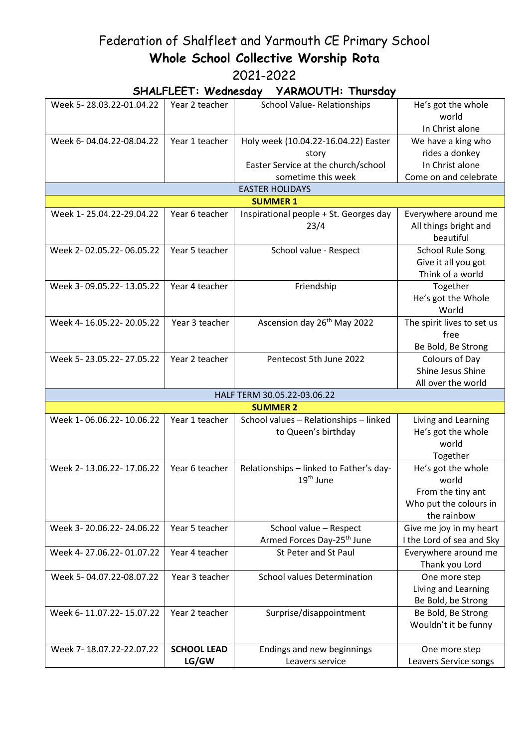# Federation of Shalfleet and Yarmouth CE Primary School

## Whole School Collective Worship Rota

## 2021-2022

### SHALFLEET: Wednesday YARMOUTH: Thursday

| | | | |
|---|---|---|---|
| Week 5- 28.03.22-01.04.22 | Year 2 teacher | School Value- Relationships | He's got the whole world<br>In Christ alone |
| Week 6- 04.04.22-08.04.22 | Year 1 teacher | Holy week (10.04.22-16.04.22) Easter story<br>Easter Service at the church/school sometime this week | We have a king who rides a donkey<br>In Christ alone<br>Come on and celebrate |
| EASTER HOLIDAYS | | | |
| **SUMMER 1** | | | |
| Week 1- 25.04.22-29.04.22 | Year 6 teacher | Inspirational people + St. Georges day 23/4 | Everywhere around me<br>All things bright and beautiful |
| Week 2- 02.05.22- 06.05.22 | Year 5 teacher | School value - Respect | School Rule Song<br>Give it all you got<br>Think of a world |
| Week 3- 09.05.22- 13.05.22 | Year 4 teacher | Friendship | Together<br>He's got the Whole World |
| Week 4- 16.05.22- 20.05.22 | Year 3 teacher | Ascension day 26th May 2022 | The spirit lives to set us free<br>Be Bold, Be Strong |
| Week 5- 23.05.22- 27.05.22 | Year 2 teacher | Pentecost 5th June 2022 | Colours of Day<br>Shine Jesus Shine<br>All over the world |
| HALF TERM 30.05.22-03.06.22 | | | |
| **SUMMER 2** | | | |
| Week 1- 06.06.22- 10.06.22 | Year 1 teacher | School values – Relationships – linked to Queen's birthday | Living and Learning<br>He's got the whole world<br>Together |
| Week 2- 13.06.22- 17.06.22 | Year 6 teacher | Relationships – linked to Father's day- 19th June | He's got the whole world<br>From the tiny ant<br>Who put the colours in the rainbow |
| Week 3- 20.06.22- 24.06.22 | Year 5 teacher | School value – Respect<br>Armed Forces Day-25th June | Give me joy in my heart<br>I the Lord of sea and Sky |
| Week 4- 27.06.22- 01.07.22 | Year 4 teacher | St Peter and St Paul | Everywhere around me<br>Thank you Lord |
| Week 5- 04.07.22-08.07.22 | Year 3 teacher | School values Determination | One more step<br>Living and Learning<br>Be Bold, be Strong |
| Week 6- 11.07.22- 15.07.22 | Year 2 teacher | Surprise/disappointment | Be Bold, Be Strong<br>Wouldn't it be funny |
| Week 7- 18.07.22-22.07.22 | **SCHOOL LEAD LG/GW** | Endings and new beginnings<br>Leavers service | One more step<br>Leavers Service songs |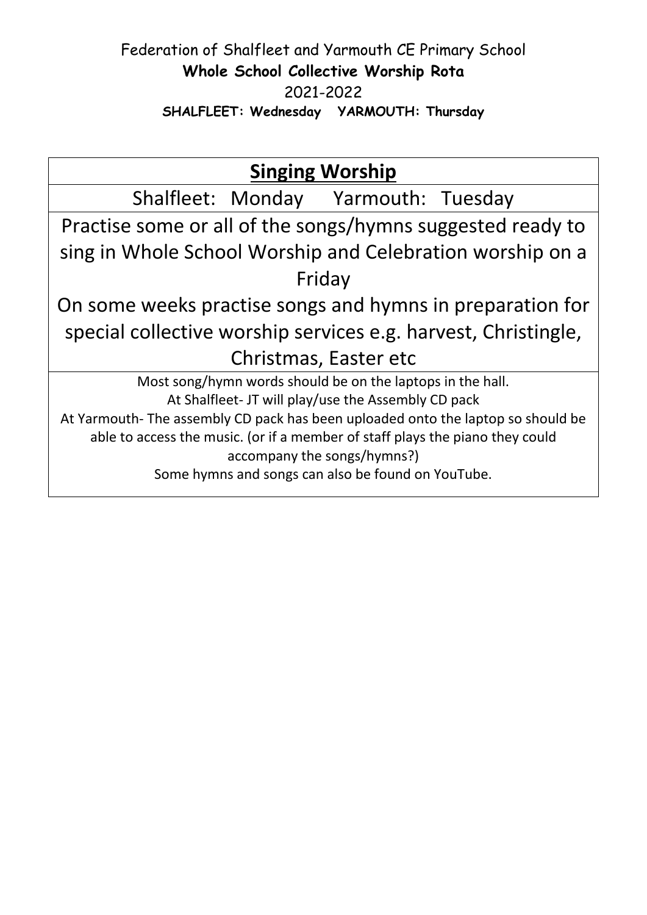Federation of Shalfleet and Yarmouth CE Primary School

**Whole School Collective Worship Rota**

2021-2022

**SHALFLEET: Wednesday YARMOUTH: Thursday**

| **Singing Worship** |
|---|
| Shalfleet: Monday Yarmouth: Tuesday |
| Practise some or all of the songs/hymns suggested ready to sing in Whole School Worship and Celebration worship on a Friday<br>On some weeks practise songs and hymns in preparation for special collective worship services e.g. harvest, Christingle, Christmas, Easter etc |
| Most song/hymn words should be on the laptops in the hall.<br>At Shalfleet- JT will play/use the Assembly CD pack<br>At Yarmouth- The assembly CD pack has been uploaded onto the laptop so should be able to access the music. (or if a member of staff plays the piano they could accompany the songs/hymns?)<br>Some hymns and songs can also be found on YouTube. |